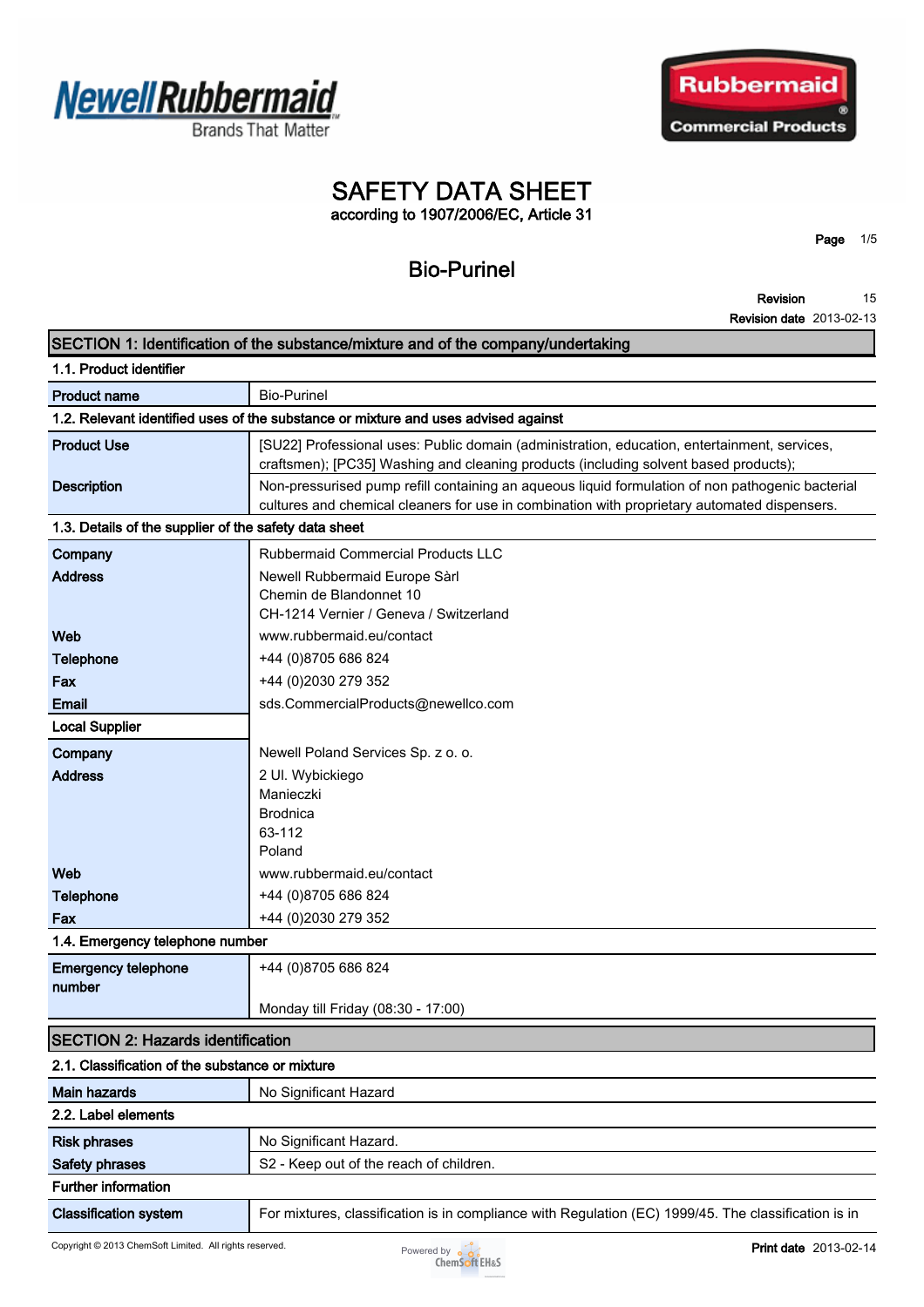# SAFETY DATA SHEET

according to 1907/2006/EC, Article 31

## Bio-Purinel

**Revision** 15

**Revision date** 2013-02-13

## SECTION 1: Identification of the substance/mixture and of the company/undertaking

### 1.1. Product identifier

| | |
|---|---|
| **Product name** | Bio-Purinel |

### 1.2. Relevant identified uses of the substance or mixture and uses advised against

| | |
|---|---|
| **Product Use** | [SU22] Professional uses: Public domain (administration, education, entertainment, services, craftsmen); [PC35] Washing and cleaning products (including solvent based products); |
| **Description** | Non-pressurised pump refill containing an aqueous liquid formulation of non pathogenic bacterial cultures and chemical cleaners for use in combination with proprietary automated dispensers. |

### 1.3. Details of the supplier of the safety data sheet

| | |
|---|---|
| **Company** | Rubbermaid Commercial Products LLC |
| **Address** | Newell Rubbermaid Europe Sàrl<br>Chemin de Blandonnet 10<br>CH-1214 Vernier / Geneva / Switzerland |
| **Web** | www.rubbermaid.eu/contact |
| **Telephone** | +44 (0)8705 686 824 |
| **Fax** | +44 (0)2030 279 352 |
| **Email** | sds.CommercialProducts@newellco.com |
| **Local Supplier** | |
| **Company** | Newell Poland Services Sp. z o. o. |
| **Address** | 2 Ul. Wybickiego<br>Manieczki<br>Brodnica<br>63-112<br>Poland |
| **Web** | www.rubbermaid.eu/contact |
| **Telephone** | +44 (0)8705 686 824 |
| **Fax** | +44 (0)2030 279 352 |

### 1.4. Emergency telephone number

| | |
|---|---|
| **Emergency telephone number** | +44 (0)8705 686 824<br><br>Monday till Friday (08:30 - 17:00) |

## SECTION 2: Hazards identification

### 2.1. Classification of the substance or mixture

| | |
|---|---|
| **Main hazards** | No Significant Hazard |

### 2.2. Label elements

| | |
|---|---|
| **Risk phrases** | No Significant Hazard. |
| **Safety phrases** | S2 - Keep out of the reach of children. |

**Further information**

| | |
|---|---|
| **Classification system** | For mixtures, classification is in compliance with Regulation (EC) 1999/45. The classification is in |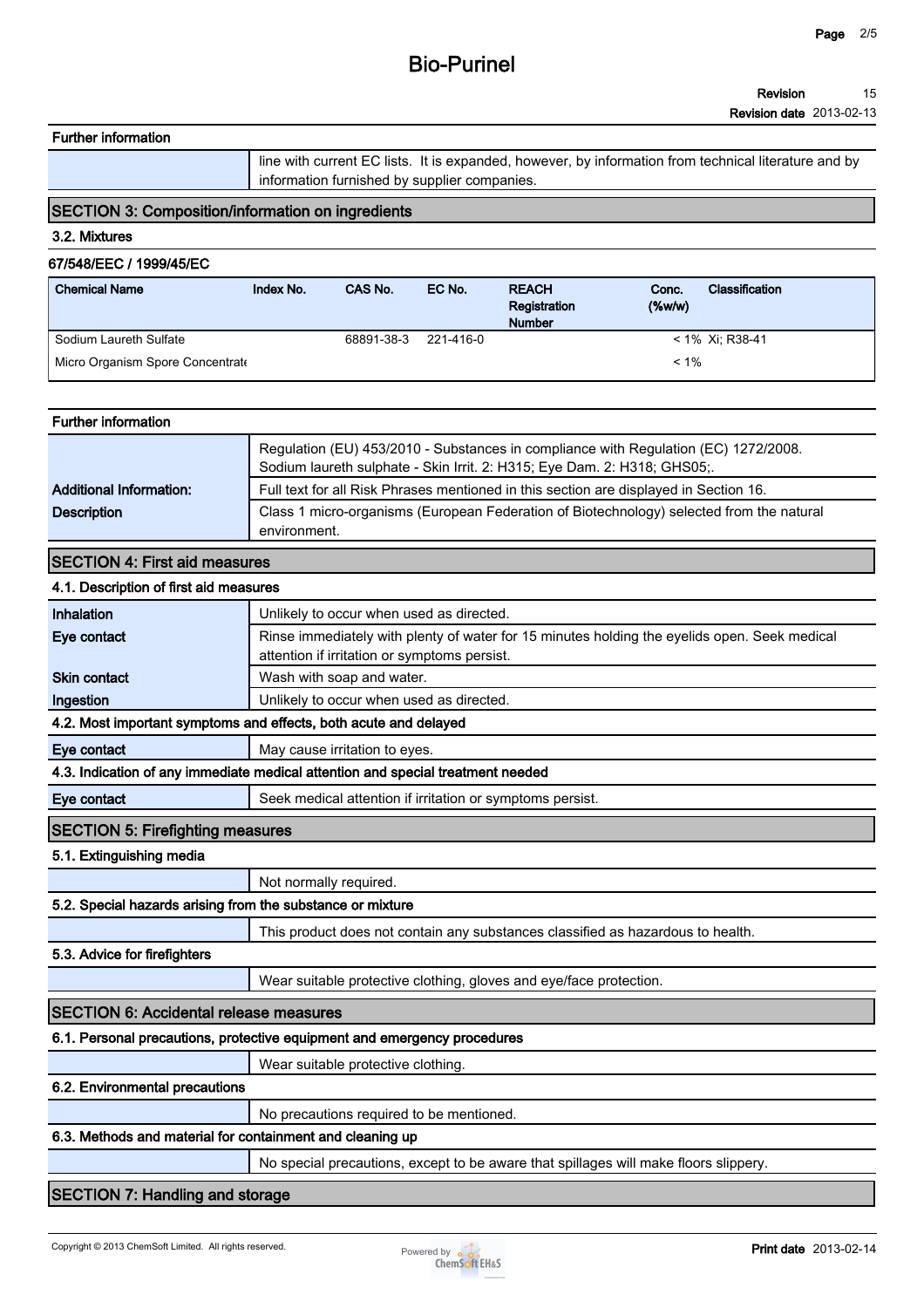**Further information**

| | |
|---|---|
| | line with current EC lists. It is expanded, however, by information from technical literature and by information furnished by supplier companies. |

## SECTION 3: Composition/information on ingredients

### 3.2. Mixtures

**67/548/EEC / 1999/45/EC**

| Chemical Name | Index No. | CAS No. | EC No. | REACH Registration Number | Conc. (%w/w) | Classification |
|---|---|---|---|---|---|---|
| Sodium Laureth Sulfate | | 68891-38-3 | 221-416-0 | | < 1% | Xi; R38-41 |
| Micro Organism Spore Concentrate | | | | | < 1% | |

**Further information**

| | |
|---|---|
| | Regulation (EU) 453/2010 - Substances in compliance with Regulation (EC) 1272/2008. Sodium laureth sulphate - Skin Irrit. 2: H315; Eye Dam. 2: H318; GHS05;. |
| **Additional Information:** | Full text for all Risk Phrases mentioned in this section are displayed in Section 16. |
| **Description** | Class 1 micro-organisms (European Federation of Biotechnology) selected from the natural environment. |

## SECTION 4: First aid measures

### 4.1. Description of first aid measures

| | |
|---|---|
| **Inhalation** | Unlikely to occur when used as directed. |
| **Eye contact** | Rinse immediately with plenty of water for 15 minutes holding the eyelids open. Seek medical attention if irritation or symptoms persist. |
| **Skin contact** | Wash with soap and water. |
| **Ingestion** | Unlikely to occur when used as directed. |

### 4.2. Most important symptoms and effects, both acute and delayed

| | |
|---|---|
| **Eye contact** | May cause irritation to eyes. |

### 4.3. Indication of any immediate medical attention and special treatment needed

| | |
|---|---|
| **Eye contact** | Seek medical attention if irritation or symptoms persist. |

## SECTION 5: Firefighting measures

### 5.1. Extinguishing media

Not normally required.

### 5.2. Special hazards arising from the substance or mixture

This product does not contain any substances classified as hazardous to health.

### 5.3. Advice for firefighters

Wear suitable protective clothing, gloves and eye/face protection.

## SECTION 6: Accidental release measures

### 6.1. Personal precautions, protective equipment and emergency procedures

Wear suitable protective clothing.

### 6.2. Environmental precautions

No precautions required to be mentioned.

### 6.3. Methods and material for containment and cleaning up

No special precautions, except to be aware that spillages will make floors slippery.

## SECTION 7: Handling and storage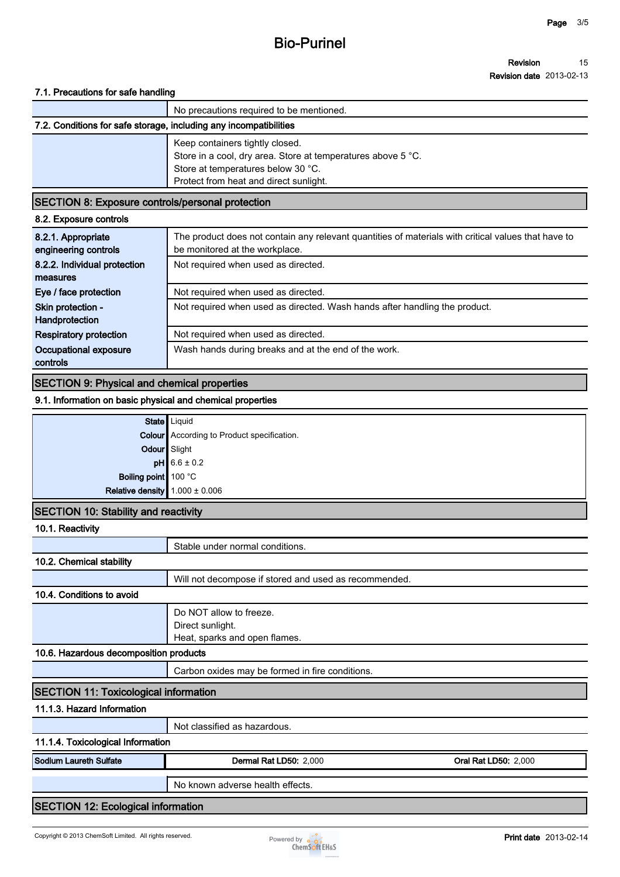### 7.1. Precautions for safe handling

| | |
|---|---|
| | No precautions required to be mentioned. |

### 7.2. Conditions for safe storage, including any incompatibilities

| | |
|---|---|
| | Keep containers tightly closed.<br>Store in a cool, dry area. Store at temperatures above 5 °C.<br>Store at temperatures below 30 °C.<br>Protect from heat and direct sunlight. |

## SECTION 8: Exposure controls/personal protection

### 8.2. Exposure controls

| | |
|---|---|
| **8.2.1. Appropriate engineering controls** | The product does not contain any relevant quantities of materials with critical values that have to be monitored at the workplace. |
| **8.2.2. Individual protection measures** | Not required when used as directed. |
| **Eye / face protection** | Not required when used as directed. |
| **Skin protection - Handprotection** | Not required when used as directed. Wash hands after handling the product. |
| **Respiratory protection** | Not required when used as directed. |
| **Occupational exposure controls** | Wash hands during breaks and at the end of the work. |

## SECTION 9: Physical and chemical properties

### 9.1. Information on basic physical and chemical properties

| | |
|---|---|
| **State** | Liquid |
| **Colour** | According to Product specification. |
| **Odour** | Slight |
| **pH** | 6.6 ± 0.2 |
| **Boiling point** | 100 °C |
| **Relative density** | 1.000 ± 0.006 |

## SECTION 10: Stability and reactivity

### 10.1. Reactivity

| | |
|---|---|
| | Stable under normal conditions. |

### 10.2. Chemical stability

| | |
|---|---|
| | Will not decompose if stored and used as recommended. |

### 10.4. Conditions to avoid

| | |
|---|---|
| | Do NOT allow to freeze.<br>Direct sunlight.<br>Heat, sparks and open flames. |

### 10.6. Hazardous decomposition products

| | |
|---|---|
| | Carbon oxides may be formed in fire conditions. |

## SECTION 11: Toxicological information

### 11.1.3. Hazard Information

| | |
|---|---|
| | Not classified as hazardous. |

### 11.1.4. Toxicological Information

| | | |
|---|---|---|
| **Sodium Laureth Sulfate** | **Dermal Rat LD50:** 2,000 | **Oral Rat LD50:** 2,000 |

| | |
|---|---|
| | No known adverse health effects. |

## SECTION 12: Ecological information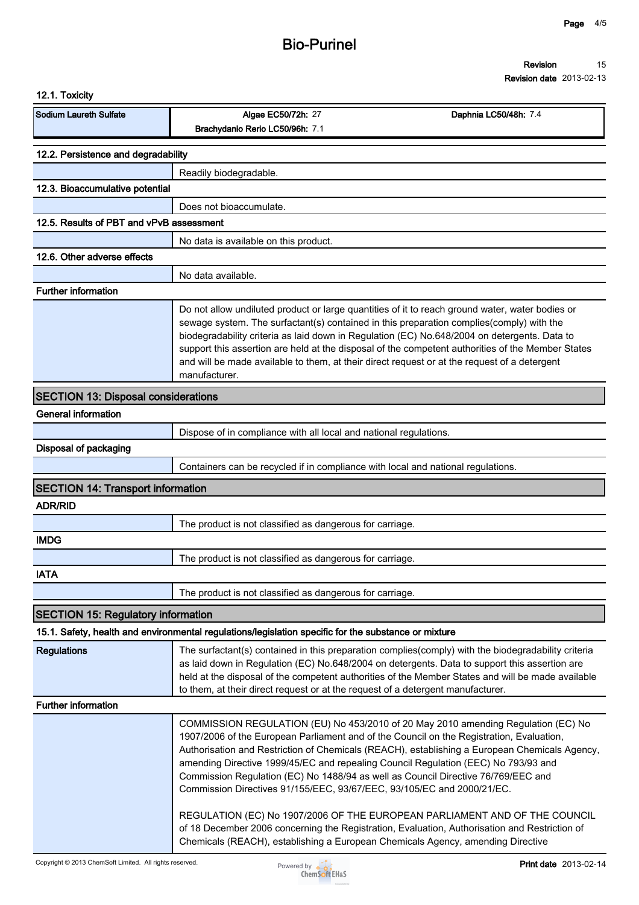### 12.1. Toxicity

| Sodium Laureth Sulfate | Algae EC50/72h: 27 | Daphnia LC50/48h: 7.4 |
| --- | --- | --- |
| | Brachydanio Rerio LC50/96h: 7.1 | |

### 12.2. Persistence and degradability

Readily biodegradable.

### 12.3. Bioaccumulative potential

Does not bioaccumulate.

### 12.5. Results of PBT and vPvB assessment

No data is available on this product.

### 12.6. Other adverse effects

No data available.

### Further information

Do not allow undiluted product or large quantities of it to reach ground water, water bodies or sewage system. The surfactant(s) contained in this preparation complies(comply) with the biodegradability criteria as laid down in Regulation (EC) No.648/2004 on detergents. Data to support this assertion are held at the disposal of the competent authorities of the Member States and will be made available to them, at their direct request or at the request of a detergent manufacturer.

## SECTION 13: Disposal considerations

### General information

Dispose of in compliance with all local and national regulations.

### Disposal of packaging

Containers can be recycled if in compliance with local and national regulations.

## SECTION 14: Transport information

### ADR/RID

The product is not classified as dangerous for carriage.

### IMDG

The product is not classified as dangerous for carriage.

### IATA

The product is not classified as dangerous for carriage.

## SECTION 15: Regulatory information

### 15.1. Safety, health and environmental regulations/legislation specific for the substance or mixture

**Regulations**

The surfactant(s) contained in this preparation complies(comply) with the biodegradability criteria as laid down in Regulation (EC) No.648/2004 on detergents. Data to support this assertion are held at the disposal of the competent authorities of the Member States and will be made available to them, at their direct request or at the request of a detergent manufacturer.

**Further information**

COMMISSION REGULATION (EU) No 453/2010 of 20 May 2010 amending Regulation (EC) No 1907/2006 of the European Parliament and of the Council on the Registration, Evaluation, Authorisation and Restriction of Chemicals (REACH), establishing a European Chemicals Agency, amending Directive 1999/45/EC and repealing Council Regulation (EEC) No 793/93 and Commission Regulation (EC) No 1488/94 as well as Council Directive 76/769/EEC and Commission Directives 91/155/EEC, 93/67/EEC, 93/105/EC and 2000/21/EC.

REGULATION (EC) No 1907/2006 OF THE EUROPEAN PARLIAMENT AND OF THE COUNCIL of 18 December 2006 concerning the Registration, Evaluation, Authorisation and Restriction of Chemicals (REACH), establishing a European Chemicals Agency, amending Directive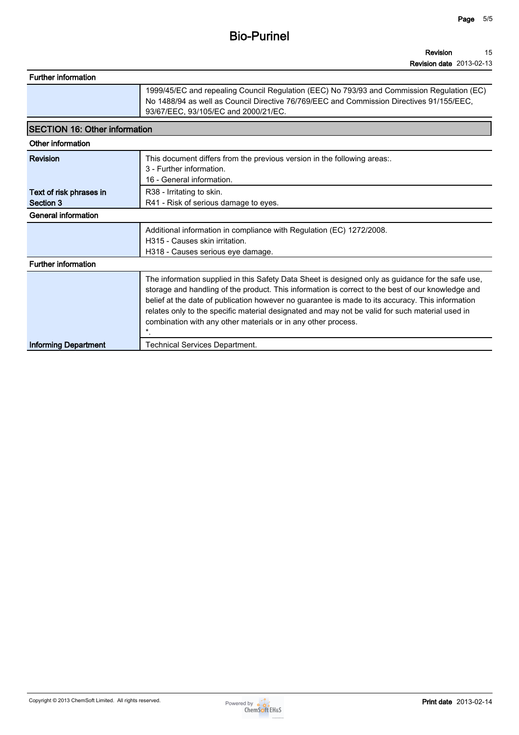| Further information | |
|---|---|
| | 1999/45/EC and repealing Council Regulation (EEC) No 793/93 and Commission Regulation (EC) No 1488/94 as well as Council Directive 76/769/EEC and Commission Directives 91/155/EEC, 93/67/EEC, 93/105/EC and 2000/21/EC. |

## SECTION 16: Other information

**Other information**

| | |
|---|---|
| **Revision** | This document differs from the previous version in the following areas:.<br>3 - Further information.<br>16 - General information. |
| **Text of risk phrases in Section 3** | R38 - Irritating to skin.<br>R41 - Risk of serious damage to eyes. |

**General information**

| | |
|---|---|
| | Additional information in compliance with Regulation (EC) 1272/2008.<br>H315 - Causes skin irritation.<br>H318 - Causes serious eye damage. |

**Further information**

| | |
|---|---|
| | The information supplied in this Safety Data Sheet is designed only as guidance for the safe use, storage and handling of the product. This information is correct to the best of our knowledge and belief at the date of publication however no guarantee is made to its accuracy. This information relates only to the specific material designated and may not be valid for such material used in combination with any other materials or in any other process.<br>*. |
| **Informing Department** | Technical Services Department. |